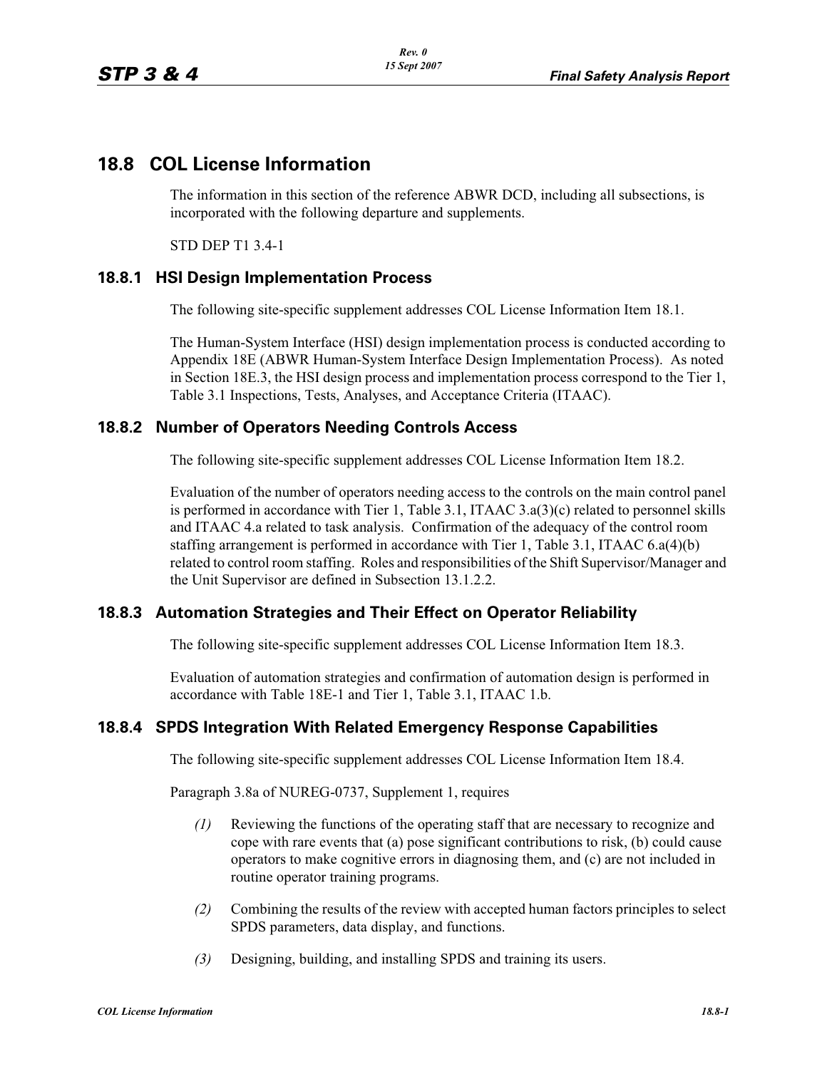# 18.8 COL License Information

The information in this section of the reference ABWR DCD, including all subsections, is incorporated with the following departure and supplements.

STD DEP T1 3.4-1

## 18.8.1 HSI Design Implementation Process

The following site-specific supplement addresses COL License Information Item 18.1.

The Human-System Interface (HSI) design implementation process is conducted according to Appendix 18E (ABWR Human-System Interface Design Implementation Process). As noted in Section 18E.3, the HSI design process and implementation process correspond to the Tier 1, Table 3.1 Inspections, Tests, Analyses, and Acceptance Criteria (ITAAC).

## 18.8.2 Number of Operators Needing Controls Access

The following site-specific supplement addresses COL License Information Item 18.2.

Evaluation of the number of operators needing access to the controls on the main control panel is performed in accordance with Tier 1, Table 3.1, ITAAC 3.a(3)(c) related to personnel skills and ITAAC 4.a related to task analysis. Confirmation of the adequacy of the control room staffing arrangement is performed in accordance with Tier 1, Table 3.1, ITAAC 6.a(4)(b) related to control room staffing. Roles and responsibilities of the Shift Supervisor/Manager and the Unit Supervisor are defined in Subsection 13.1.2.2.

## 18.8.3 Automation Strategies and Their Effect on Operator Reliability

The following site-specific supplement addresses COL License Information Item 18.3.

Evaluation of automation strategies and confirmation of automation design is performed in accordance with Table 18E-1 and Tier 1, Table 3.1, ITAAC 1.b.

## 18.8.4 SPDS Integration With Related Emergency Response Capabilities

The following site-specific supplement addresses COL License Information Item 18.4.

Paragraph 3.8a of NUREG-0737, Supplement 1, requires

*(1)* Reviewing the functions of the operating staff that are necessary to recognize and cope with rare events that (a) pose significant contributions to risk, (b) could cause operators to make cognitive errors in diagnosing them, and (c) are not included in routine operator training programs.

*(2)* Combining the results of the review with accepted human factors principles to select SPDS parameters, data display, and functions.

*(3)* Designing, building, and installing SPDS and training its users.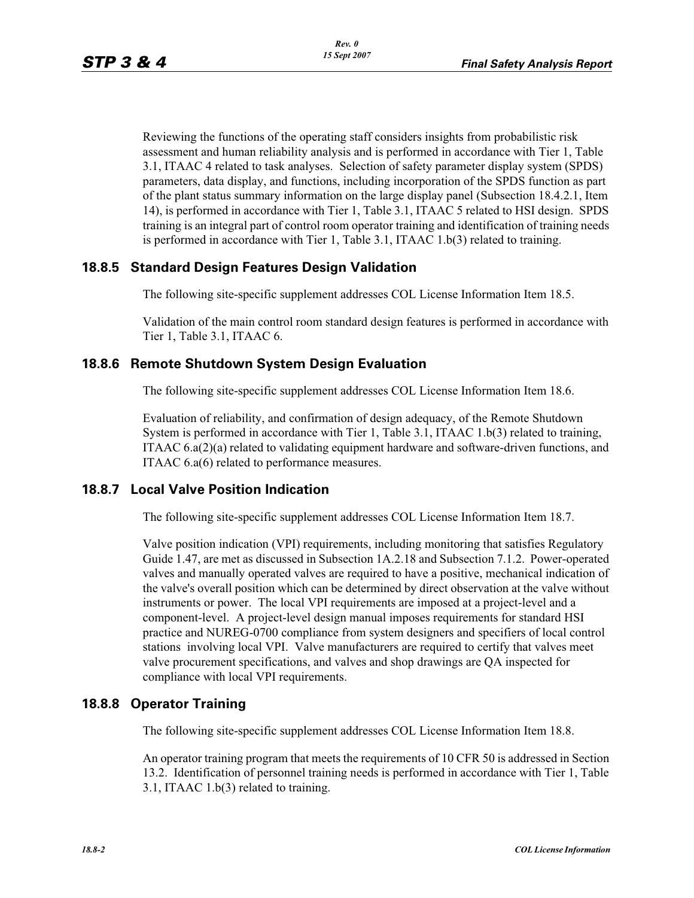Reviewing the functions of the operating staff considers insights from probabilistic risk assessment and human reliability analysis and is performed in accordance with Tier 1, Table 3.1, ITAAC 4 related to task analyses. Selection of safety parameter display system (SPDS) parameters, data display, and functions, including incorporation of the SPDS function as part of the plant status summary information on the large display panel (Subsection 18.4.2.1, Item 14), is performed in accordance with Tier 1, Table 3.1, ITAAC 5 related to HSI design. SPDS training is an integral part of control room operator training and identification of training needs is performed in accordance with Tier 1, Table 3.1, ITAAC 1.b(3) related to training.

### 18.8.5 Standard Design Features Design Validation

The following site-specific supplement addresses COL License Information Item 18.5.

Validation of the main control room standard design features is performed in accordance with Tier 1, Table 3.1, ITAAC 6.

### 18.8.6 Remote Shutdown System Design Evaluation

The following site-specific supplement addresses COL License Information Item 18.6.

Evaluation of reliability, and confirmation of design adequacy, of the Remote Shutdown System is performed in accordance with Tier 1, Table 3.1, ITAAC 1.b(3) related to training, ITAAC 6.a(2)(a) related to validating equipment hardware and software-driven functions, and ITAAC 6.a(6) related to performance measures.

### 18.8.7 Local Valve Position Indication

The following site-specific supplement addresses COL License Information Item 18.7.

Valve position indication (VPI) requirements, including monitoring that satisfies Regulatory Guide 1.47, are met as discussed in Subsection 1A.2.18 and Subsection 7.1.2. Power-operated valves and manually operated valves are required to have a positive, mechanical indication of the valve's overall position which can be determined by direct observation at the valve without instruments or power. The local VPI requirements are imposed at a project-level and a component-level. A project-level design manual imposes requirements for standard HSI practice and NUREG-0700 compliance from system designers and specifiers of local control stations involving local VPI. Valve manufacturers are required to certify that valves meet valve procurement specifications, and valves and shop drawings are QA inspected for compliance with local VPI requirements.

### 18.8.8 Operator Training

The following site-specific supplement addresses COL License Information Item 18.8.

An operator training program that meets the requirements of 10 CFR 50 is addressed in Section 13.2. Identification of personnel training needs is performed in accordance with Tier 1, Table 3.1, ITAAC 1.b(3) related to training.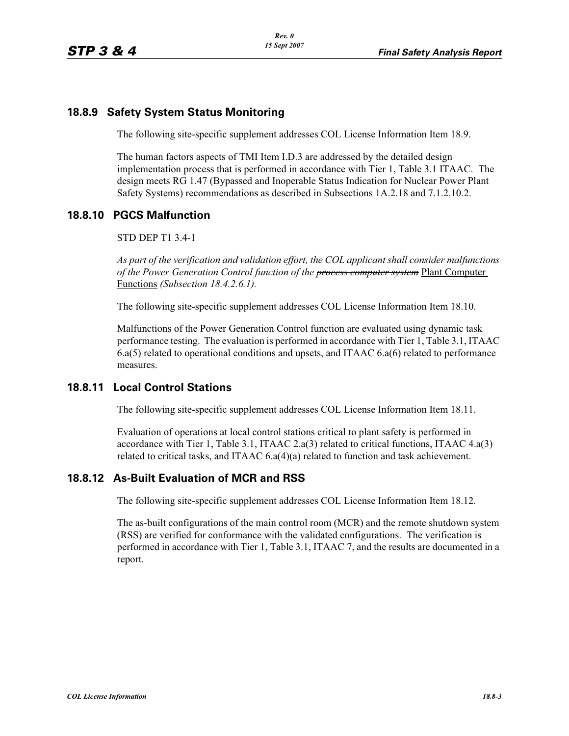### 18.8.9 Safety System Status Monitoring

The following site-specific supplement addresses COL License Information Item 18.9.

The human factors aspects of TMI Item I.D.3 are addressed by the detailed design implementation process that is performed in accordance with Tier 1, Table 3.1 ITAAC. The design meets RG 1.47 (Bypassed and Inoperable Status Indication for Nuclear Power Plant Safety Systems) recommendations as described in Subsections 1A.2.18 and 7.1.2.10.2.

### 18.8.10 PGCS Malfunction

STD DEP T1 3.4-1

*As part of the verification and validation effort, the COL applicant shall consider malfunctions of the Power Generation Control function of the ~~process computer system~~* Plant Computer Functions *(Subsection 18.4.2.6.1).*

The following site-specific supplement addresses COL License Information Item 18.10.

Malfunctions of the Power Generation Control function are evaluated using dynamic task performance testing. The evaluation is performed in accordance with Tier 1, Table 3.1, ITAAC 6.a(5) related to operational conditions and upsets, and ITAAC 6.a(6) related to performance measures.

### 18.8.11 Local Control Stations

The following site-specific supplement addresses COL License Information Item 18.11.

Evaluation of operations at local control stations critical to plant safety is performed in accordance with Tier 1, Table 3.1, ITAAC 2.a(3) related to critical functions, ITAAC 4.a(3) related to critical tasks, and ITAAC 6.a(4)(a) related to function and task achievement.

### 18.8.12 As-Built Evaluation of MCR and RSS

The following site-specific supplement addresses COL License Information Item 18.12.

The as-built configurations of the main control room (MCR) and the remote shutdown system (RSS) are verified for conformance with the validated configurations. The verification is performed in accordance with Tier 1, Table 3.1, ITAAC 7, and the results are documented in a report.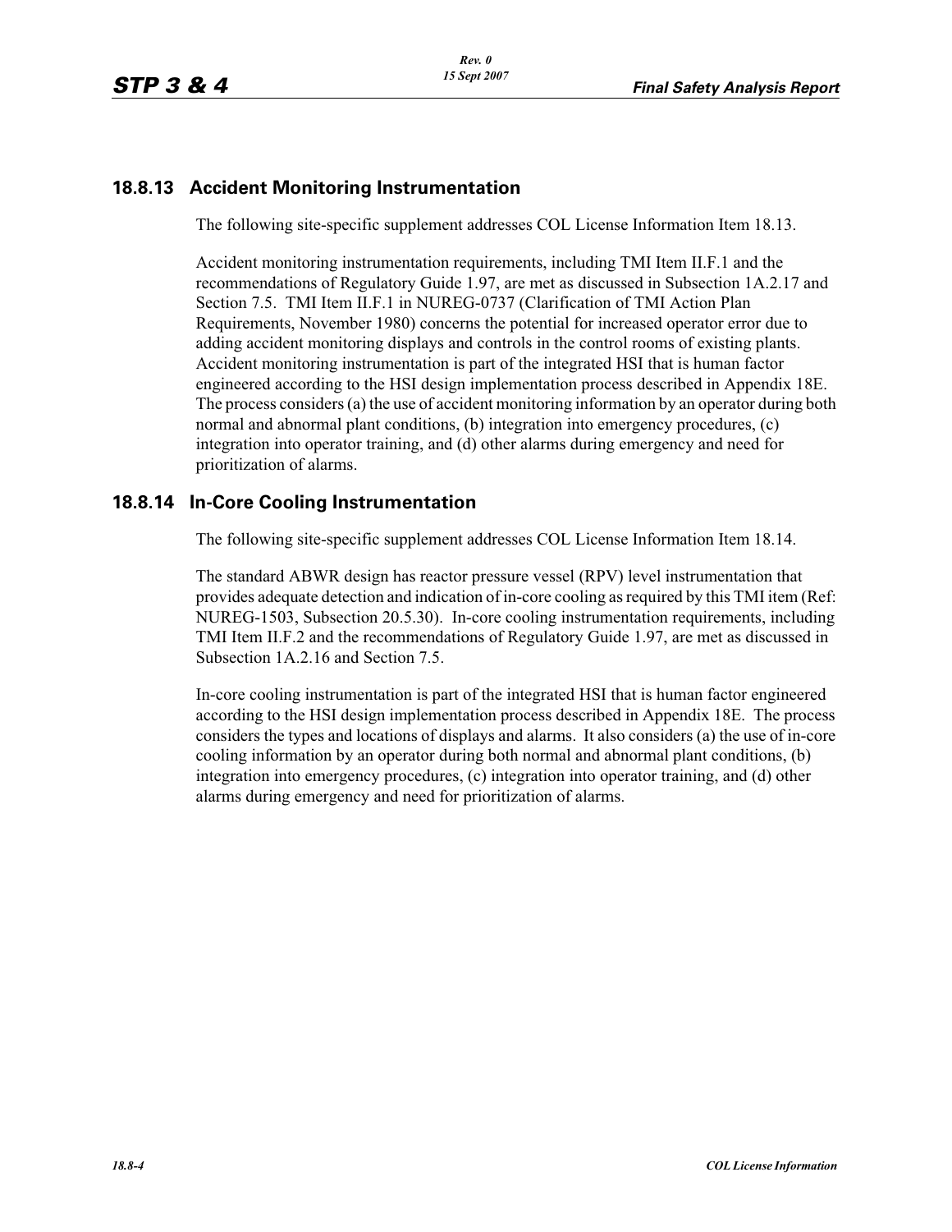## 18.8.13 Accident Monitoring Instrumentation

The following site-specific supplement addresses COL License Information Item 18.13.

Accident monitoring instrumentation requirements, including TMI Item II.F.1 and the recommendations of Regulatory Guide 1.97, are met as discussed in Subsection 1A.2.17 and Section 7.5. TMI Item II.F.1 in NUREG-0737 (Clarification of TMI Action Plan Requirements, November 1980) concerns the potential for increased operator error due to adding accident monitoring displays and controls in the control rooms of existing plants. Accident monitoring instrumentation is part of the integrated HSI that is human factor engineered according to the HSI design implementation process described in Appendix 18E. The process considers (a) the use of accident monitoring information by an operator during both normal and abnormal plant conditions, (b) integration into emergency procedures, (c) integration into operator training, and (d) other alarms during emergency and need for prioritization of alarms.

## 18.8.14 In-Core Cooling Instrumentation

The following site-specific supplement addresses COL License Information Item 18.14.

The standard ABWR design has reactor pressure vessel (RPV) level instrumentation that provides adequate detection and indication of in-core cooling as required by this TMI item (Ref: NUREG-1503, Subsection 20.5.30). In-core cooling instrumentation requirements, including TMI Item II.F.2 and the recommendations of Regulatory Guide 1.97, are met as discussed in Subsection 1A.2.16 and Section 7.5.

In-core cooling instrumentation is part of the integrated HSI that is human factor engineered according to the HSI design implementation process described in Appendix 18E. The process considers the types and locations of displays and alarms. It also considers (a) the use of in-core cooling information by an operator during both normal and abnormal plant conditions, (b) integration into emergency procedures, (c) integration into operator training, and (d) other alarms during emergency and need for prioritization of alarms.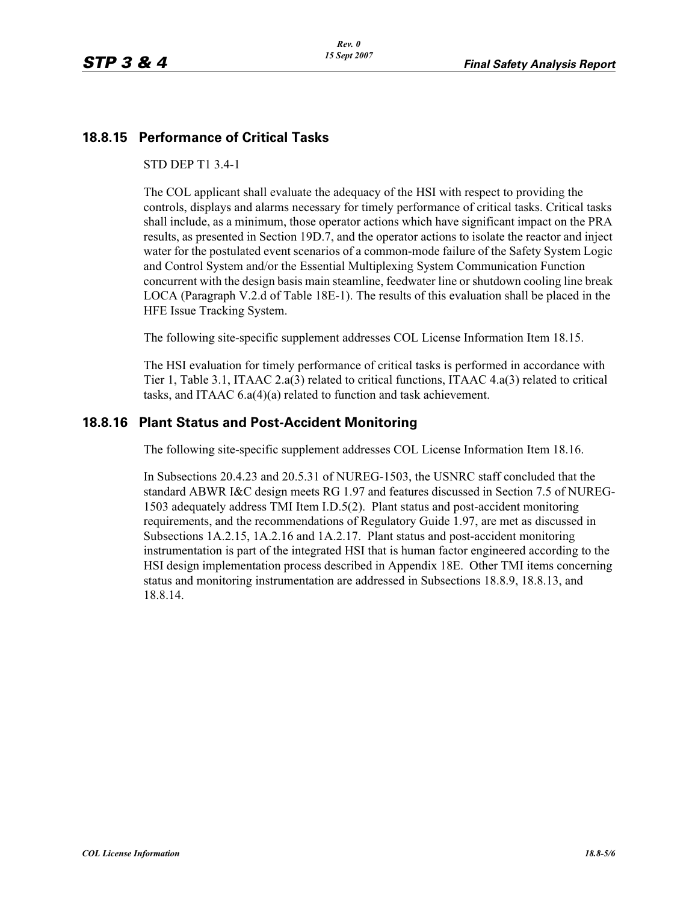## 18.8.15 Performance of Critical Tasks

STD DEP T1 3.4-1

The COL applicant shall evaluate the adequacy of the HSI with respect to providing the controls, displays and alarms necessary for timely performance of critical tasks. Critical tasks shall include, as a minimum, those operator actions which have significant impact on the PRA results, as presented in Section 19D.7, and the operator actions to isolate the reactor and inject water for the postulated event scenarios of a common-mode failure of the Safety System Logic and Control System and/or the Essential Multiplexing System Communication Function concurrent with the design basis main steamline, feedwater line or shutdown cooling line break LOCA (Paragraph V.2.d of Table 18E-1). The results of this evaluation shall be placed in the HFE Issue Tracking System.

The following site-specific supplement addresses COL License Information Item 18.15.

The HSI evaluation for timely performance of critical tasks is performed in accordance with Tier 1, Table 3.1, ITAAC 2.a(3) related to critical functions, ITAAC 4.a(3) related to critical tasks, and ITAAC 6.a(4)(a) related to function and task achievement.

## 18.8.16 Plant Status and Post-Accident Monitoring

The following site-specific supplement addresses COL License Information Item 18.16.

In Subsections 20.4.23 and 20.5.31 of NUREG-1503, the USNRC staff concluded that the standard ABWR I&C design meets RG 1.97 and features discussed in Section 7.5 of NUREG-1503 adequately address TMI Item I.D.5(2). Plant status and post-accident monitoring requirements, and the recommendations of Regulatory Guide 1.97, are met as discussed in Subsections 1A.2.15, 1A.2.16 and 1A.2.17. Plant status and post-accident monitoring instrumentation is part of the integrated HSI that is human factor engineered according to the HSI design implementation process described in Appendix 18E. Other TMI items concerning status and monitoring instrumentation are addressed in Subsections 18.8.9, 18.8.13, and 18.8.14.